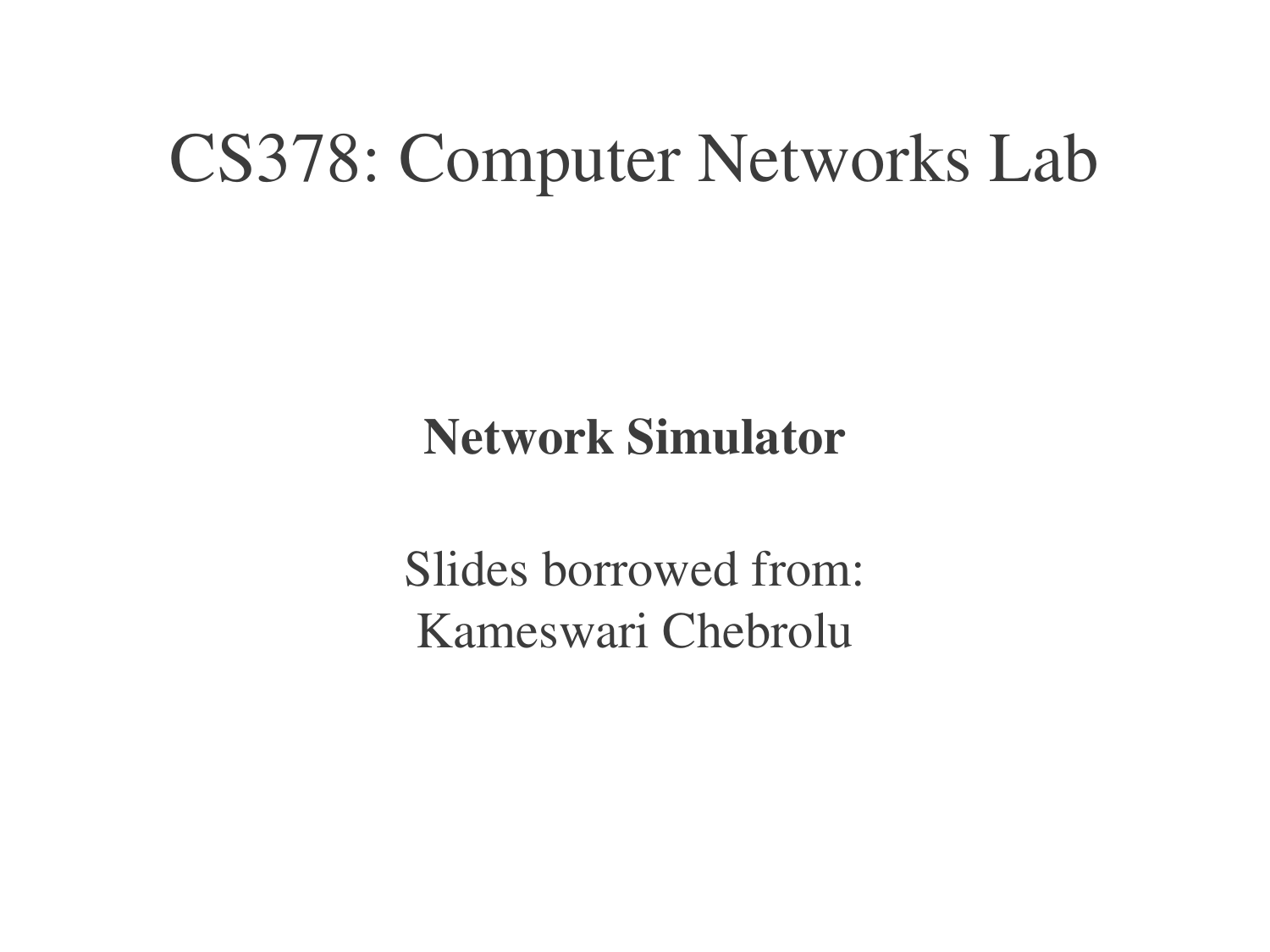# CS378: Computer Networks Lab

**Network Simulator**

Slides borrowed from:
Kameswari Chebrolu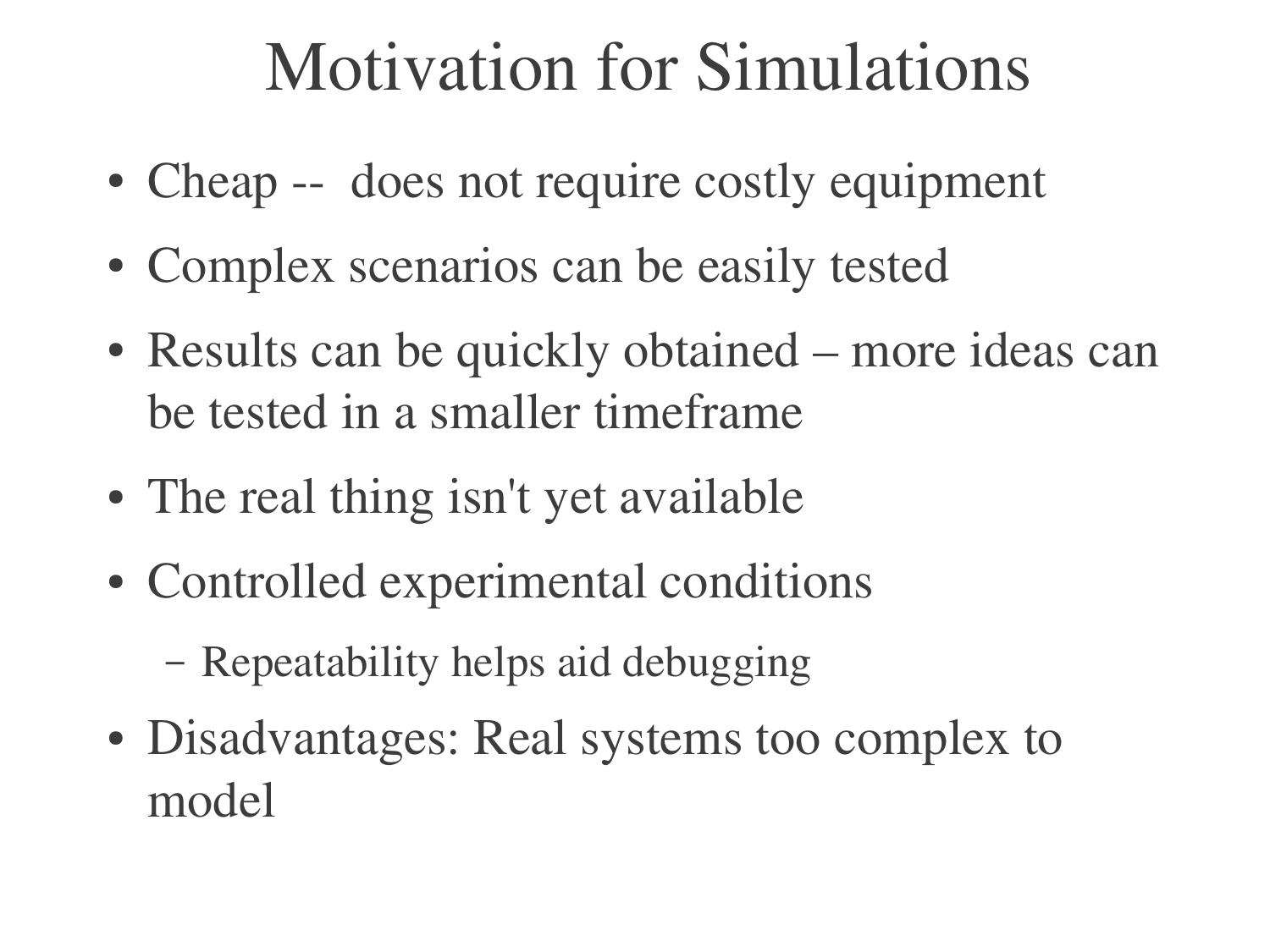# Motivation for Simulations

- Cheap -- does not require costly equipment
- Complex scenarios can be easily tested
- Results can be quickly obtained – more ideas can be tested in a smaller timeframe
- The real thing isn't yet available
- Controlled experimental conditions
  - Repeatability helps aid debugging
- Disadvantages: Real systems too complex to model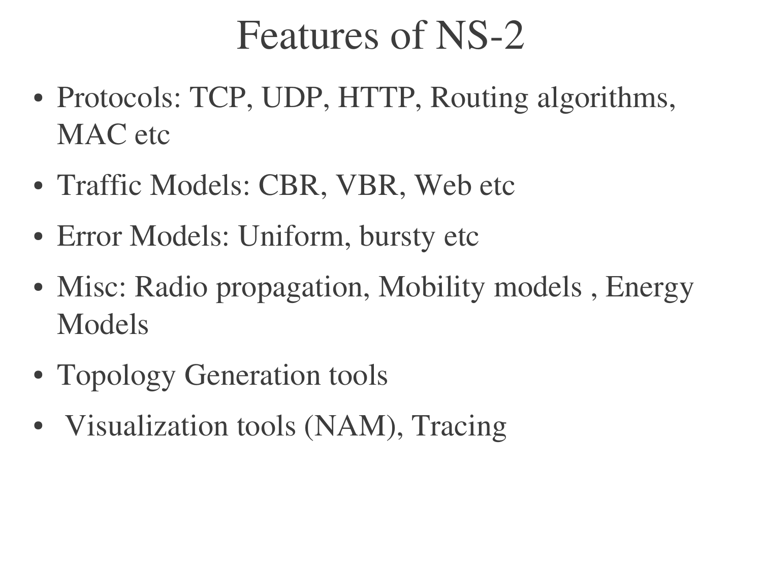# Features of NS-2

- Protocols: TCP, UDP, HTTP, Routing algorithms, MAC etc
- Traffic Models: CBR, VBR, Web etc
- Error Models: Uniform, bursty etc
- Misc: Radio propagation, Mobility models , Energy Models
- Topology Generation tools
- Visualization tools (NAM), Tracing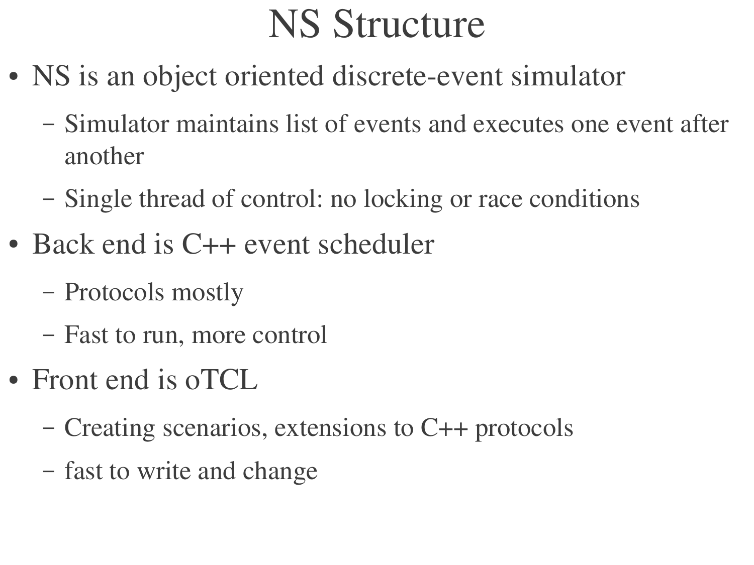# NS Structure

- NS is an object oriented discrete-event simulator
  - Simulator maintains list of events and executes one event after another
  - Single thread of control: no locking or race conditions
- Back end is C++ event scheduler
  - Protocols mostly
  - Fast to run, more control
- Front end is oTCL
  - Creating scenarios, extensions to C++ protocols
  - fast to write and change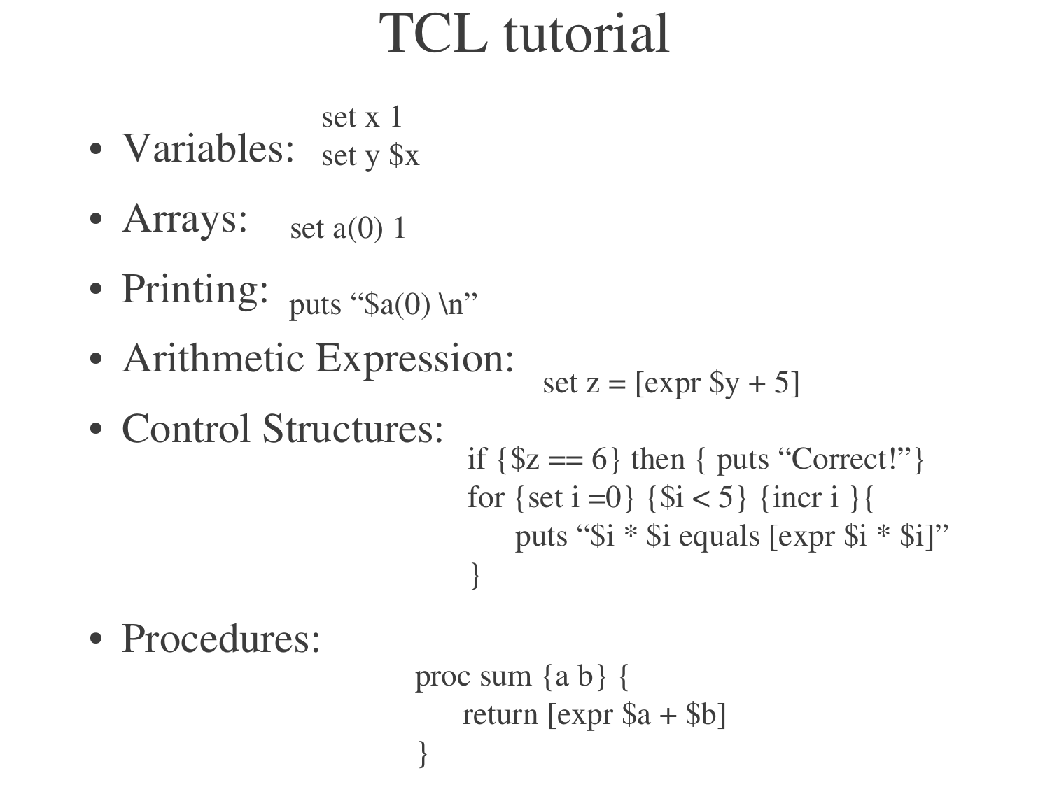# TCL tutorial

- Variables:

```
set x 1
set y $x
```

- Arrays:

```
set a(0) 1
```

- Printing:

```
puts "$a(0) \n"
```

- Arithmetic Expression:

```
set z = [expr $y + 5]
```

- Control Structures:

```
if {$z == 6} then { puts "Correct!"}
for {set i =0} {$i < 5} {incr i }{
    puts "$i * $i equals [expr $i * $i]"
}
```

- Procedures:

```
proc sum {a b} {
    return [expr $a + $b]
}
```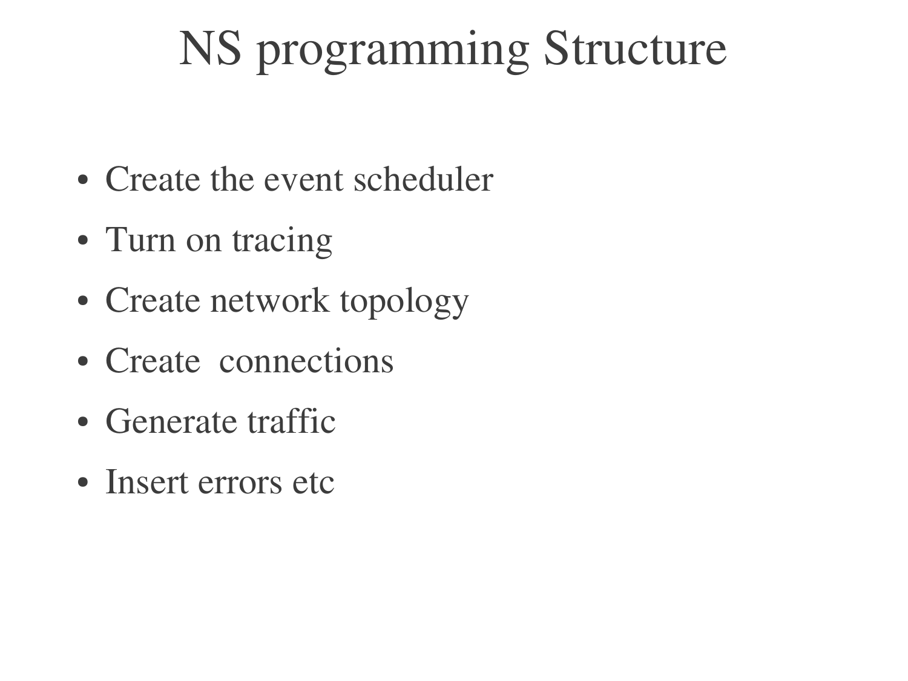# NS programming Structure

- Create the event scheduler
- Turn on tracing
- Create network topology
- Create  connections
- Generate traffic
- Insert errors etc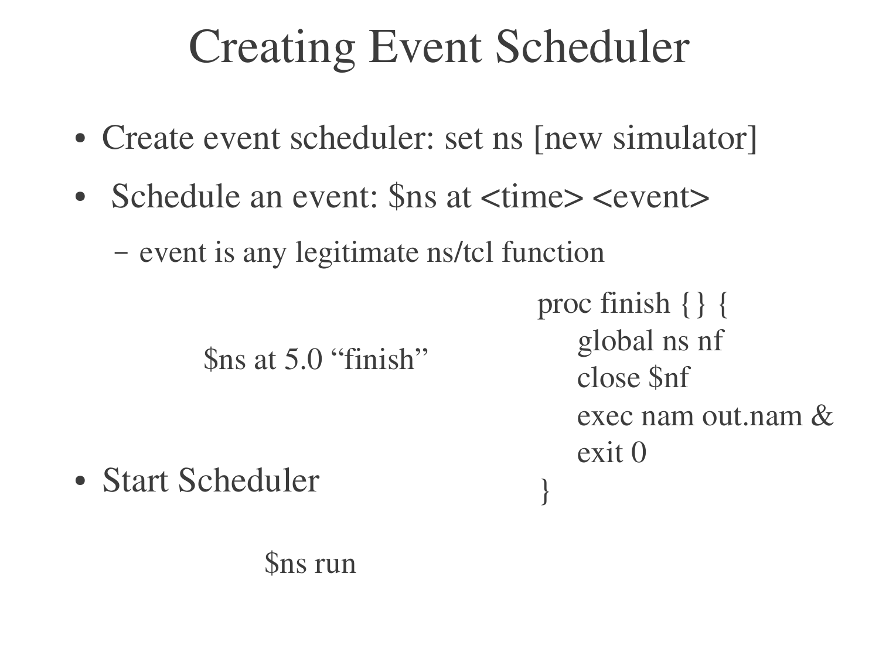# Creating Event Scheduler

- Create event scheduler: set ns [new simulator]
- Schedule an event: $ns at <time> <event>
  - event is any legitimate ns/tcl function

```
$ns at 5.0 “finish”
```

```
proc finish {} {
    global ns nf
    close $nf
    exec nam out.nam &
    exit 0
}
```

- Start Scheduler

```
$ns run
```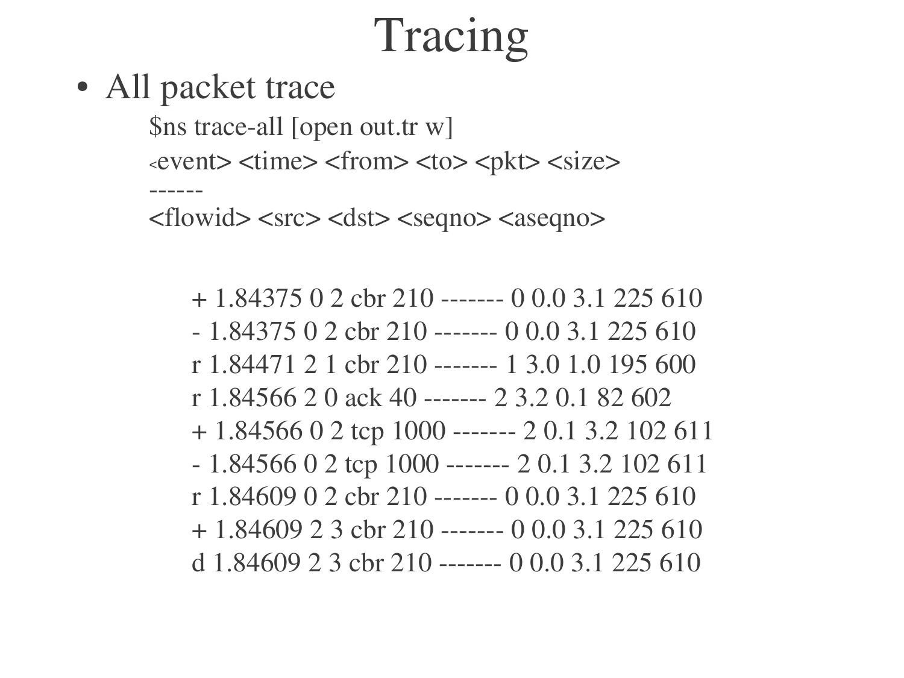# Tracing

- All packet trace

```
$ns trace-all [open out.tr w]
<event> <time> <from> <to> <pkt> <size>
------
<flowid> <src> <dst> <seqno> <aseqno>
```

```
+ 1.84375 0 2 cbr 210 ------- 0 0.0 3.1 225 610
- 1.84375 0 2 cbr 210 ------- 0 0.0 3.1 225 610
r 1.84471 2 1 cbr 210 ------- 1 3.0 1.0 195 600
r 1.84566 2 0 ack 40 ------- 2 3.2 0.1 82 602
+ 1.84566 0 2 tcp 1000 ------- 2 0.1 3.2 102 611
- 1.84566 0 2 tcp 1000 ------- 2 0.1 3.2 102 611
r 1.84609 0 2 cbr 210 ------- 0 0.0 3.1 225 610
+ 1.84609 2 3 cbr 210 ------- 0 0.0 3.1 225 610
d 1.84609 2 3 cbr 210 ------- 0 0.0 3.1 225 610
```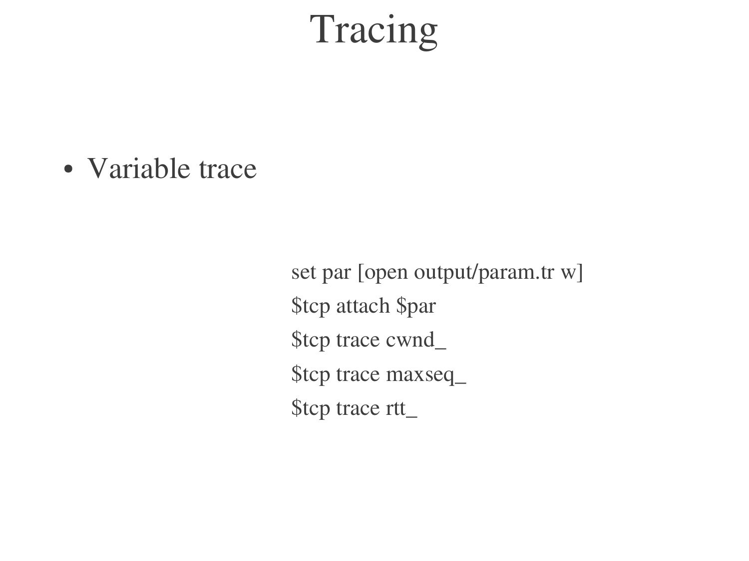# Tracing

- Variable trace

```
set par [open output/param.tr w]
$tcp attach $par
$tcp trace cwnd_
$tcp trace maxseq_
$tcp trace rtt_
```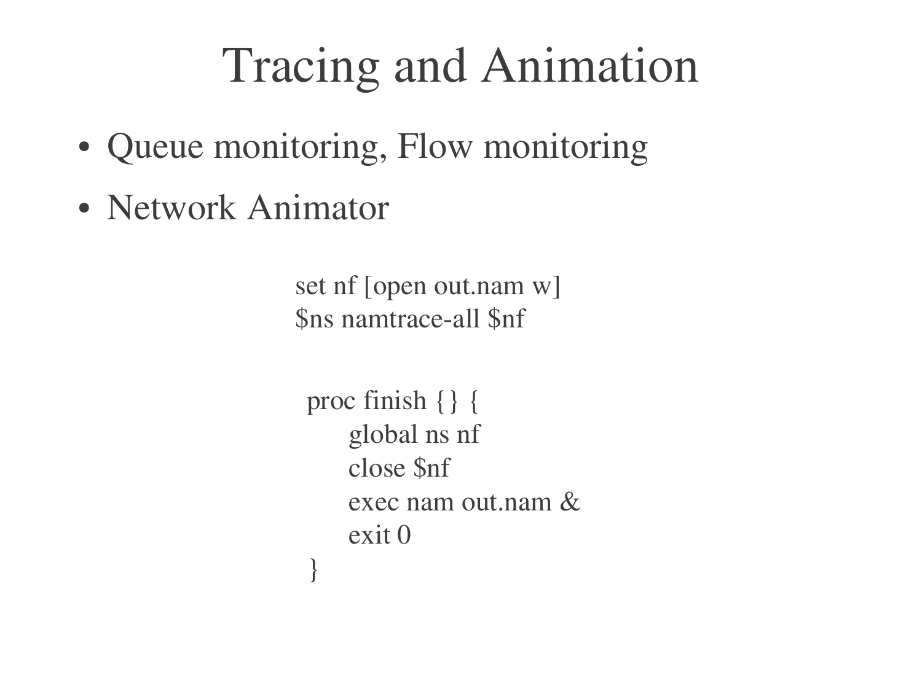# Tracing and Animation

- Queue monitoring, Flow monitoring
- Network Animator

```
set nf [open out.nam w]
$ns namtrace-all $nf

proc finish {} {
    global ns nf
    close $nf
    exec nam out.nam &
    exit 0
}
```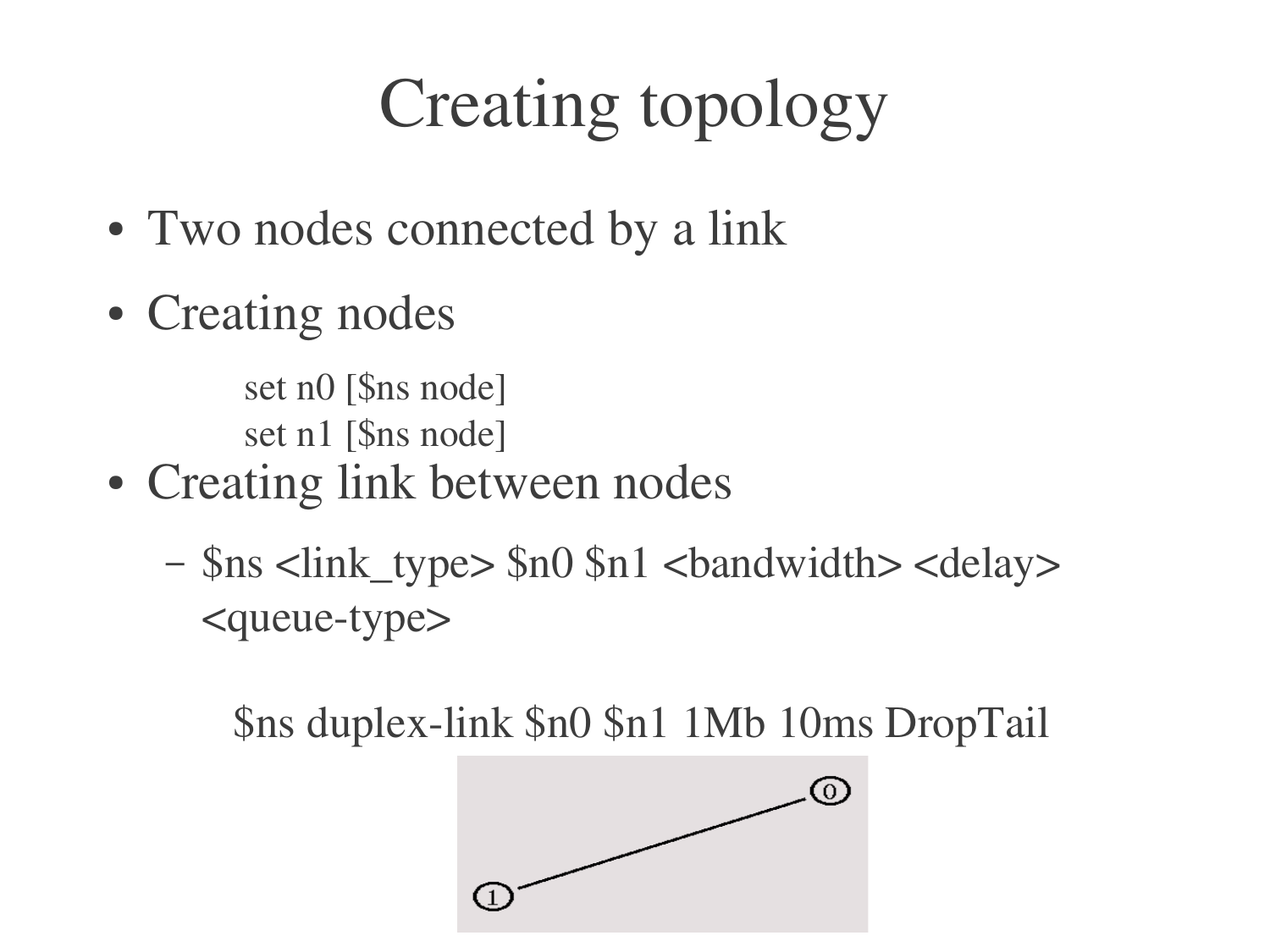# Creating topology

- Two nodes connected by a link
- Creating nodes

```
set n0 [$ns node]
set n1 [$ns node]
```

- Creating link between nodes
  - $ns <link_type> $n0 $n1 <bandwidth> <delay> <queue-type>

```
$ns duplex-link $n0 $n1 1Mb 10ms DropTail
```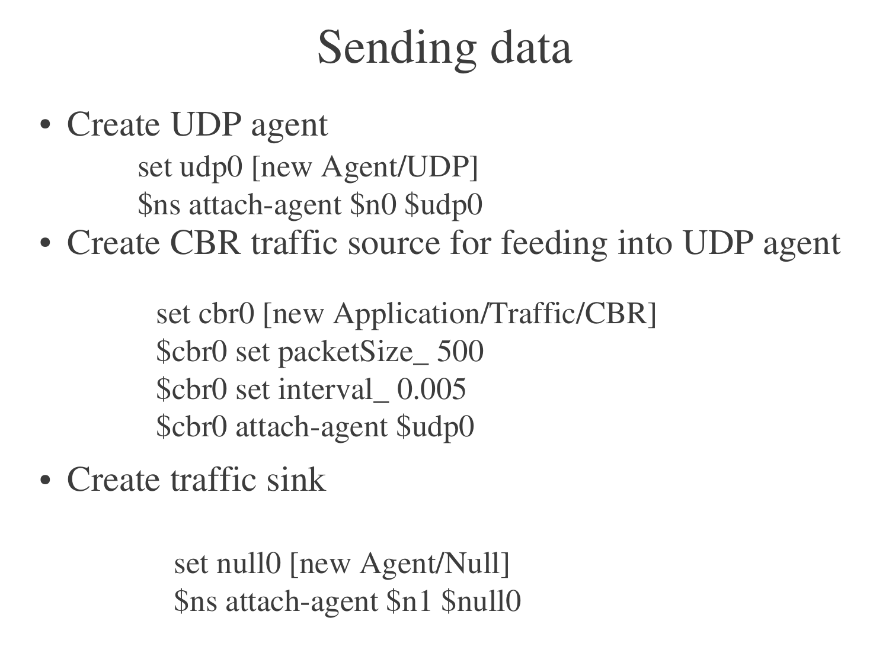# Sending data

- Create UDP agent

```
set udp0 [new Agent/UDP]
$ns attach-agent $n0 $udp0
```

- Create CBR traffic source for feeding into UDP agent

```
set cbr0 [new Application/Traffic/CBR]
$cbr0 set packetSize_ 500
$cbr0 set interval_ 0.005
$cbr0 attach-agent $udp0
```

- Create traffic sink

```
set null0 [new Agent/Null]
$ns attach-agent $n1 $null0
```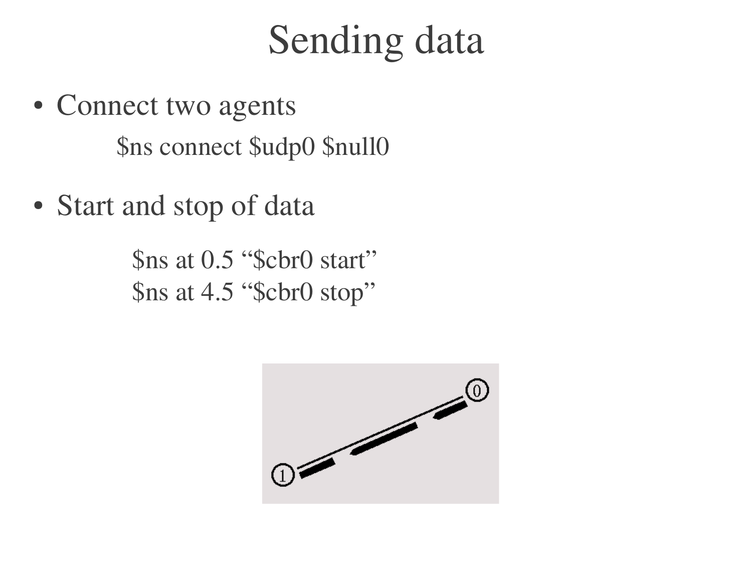# Sending data

- Connect two agents

```
$ns connect $udp0 $null0
```

- Start and stop of data

```
$ns at 0.5 "$cbr0 start"
$ns at 4.5 "$cbr0 stop"
```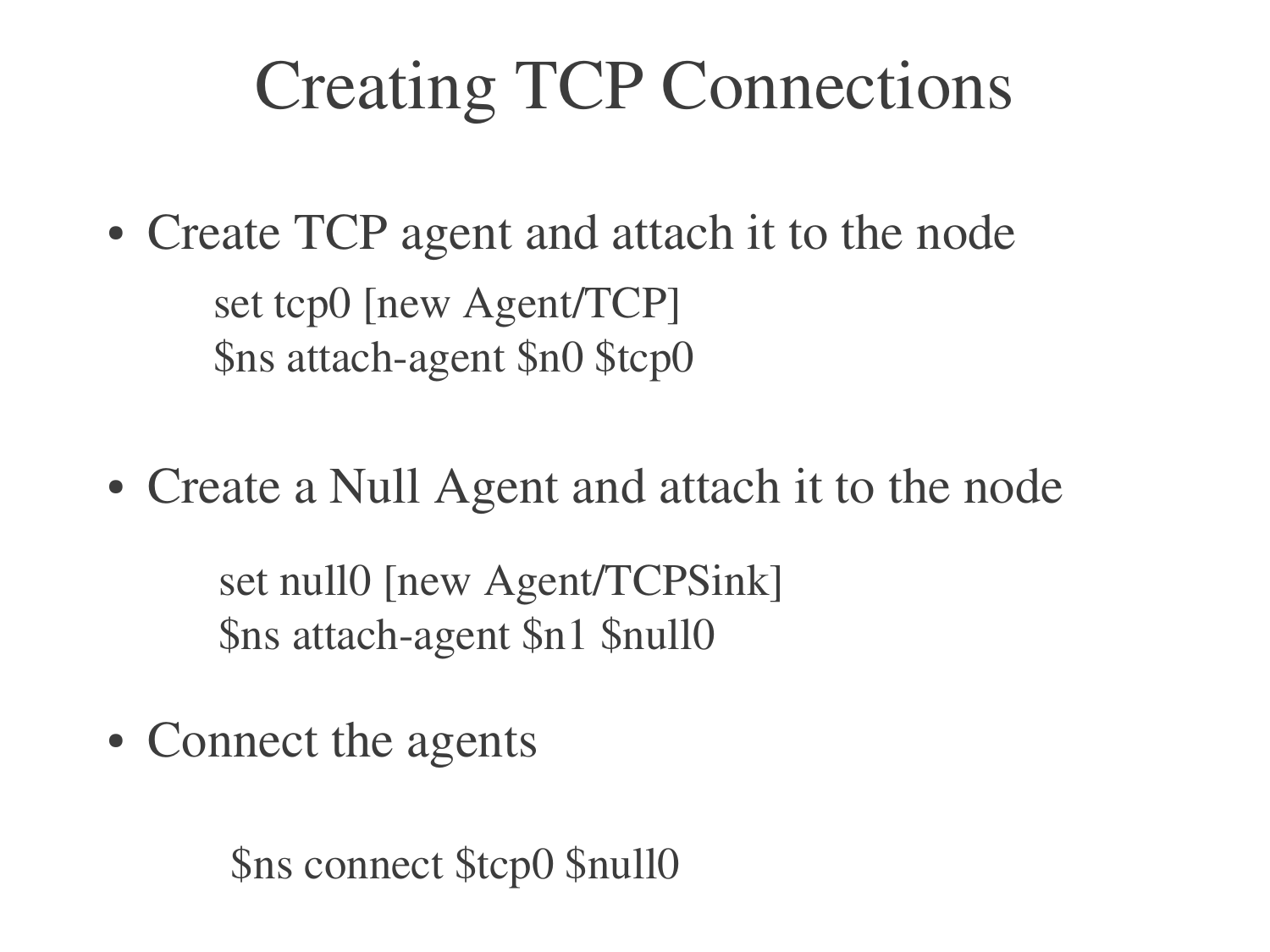# Creating TCP Connections

- Create TCP agent and attach it to the node

```
set tcp0 [new Agent/TCP]
$ns attach-agent $n0 $tcp0
```

- Create a Null Agent and attach it to the node

```
set null0 [new Agent/TCPSink]
$ns attach-agent $n1 $null0
```

- Connect the agents

```
$ns connect $tcp0 $null0
```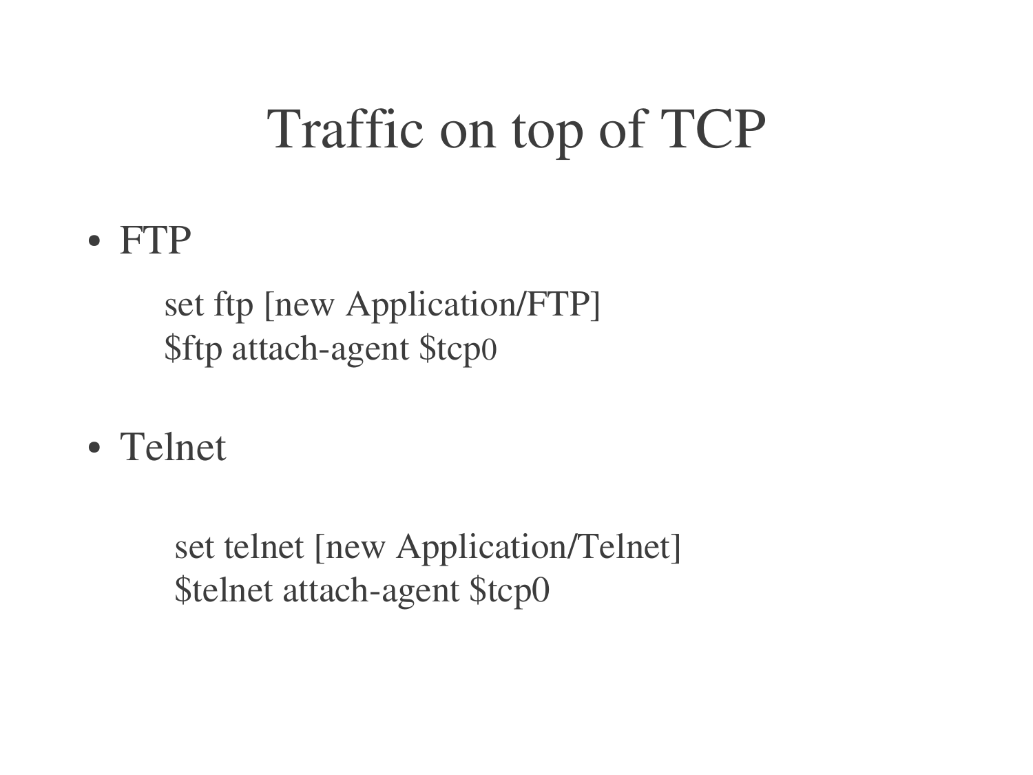# Traffic on top of TCP

- FTP

```
set ftp [new Application/FTP]
$ftp attach-agent $tcp0
```

- Telnet

```
set telnet [new Application/Telnet]
$telnet attach-agent $tcp0
```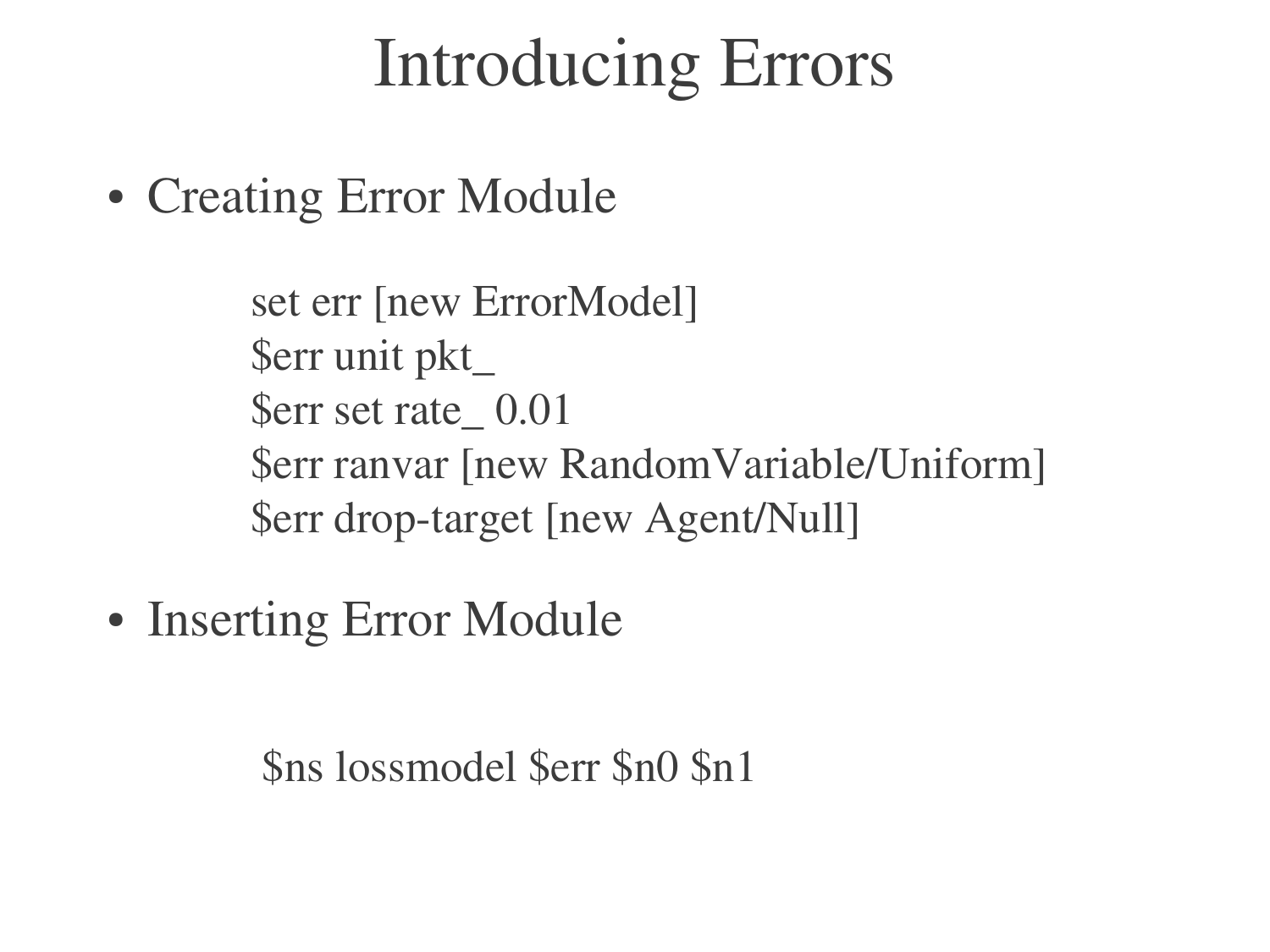# Introducing Errors

- Creating Error Module

```
set err [new ErrorModel]
$err unit pkt_
$err set rate_ 0.01
$err ranvar [new RandomVariable/Uniform]
$err drop-target [new Agent/Null]
```

- Inserting Error Module

```
$ns lossmodel $err $n0 $n1
```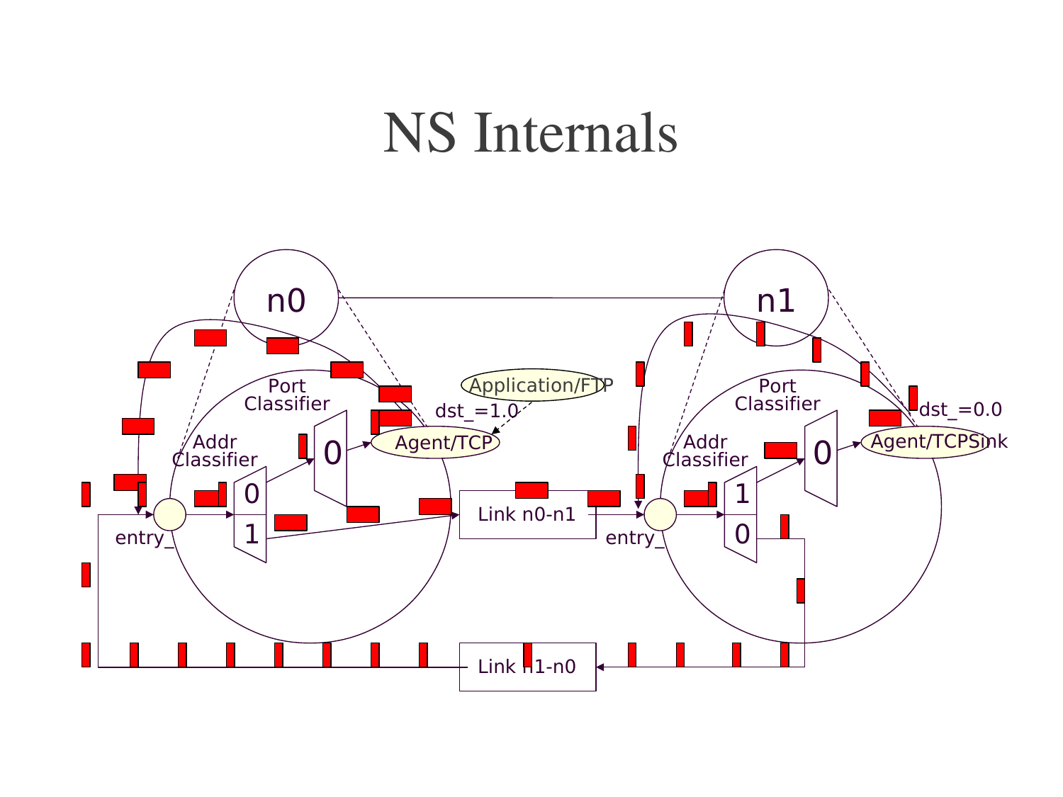# NS Internals

n0

n1

Port Classifier

Addr Classifier

0

0

1

entry_

Agent/TCP

Application/FTP

dst_=1.0

Link n0-n1

Port Classifier

Addr Classifier

0

1

0

entry_

Agent/TCPSink

dst_=0.0

Link n1-n0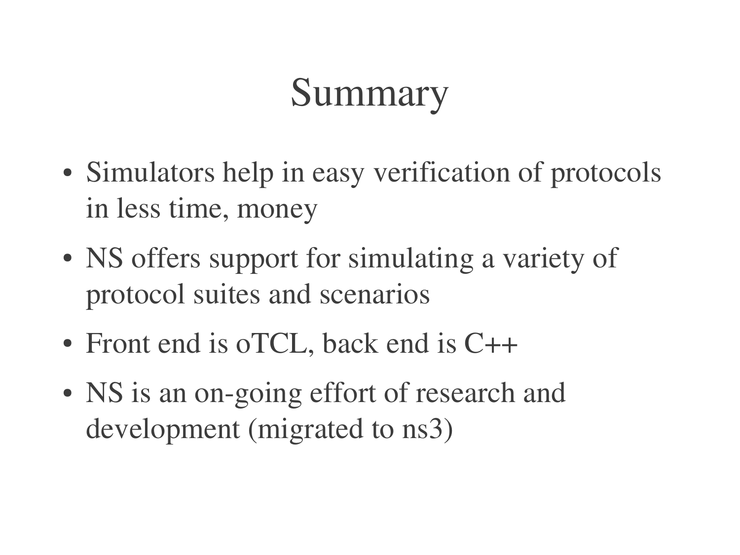# Summary

- Simulators help in easy verification of protocols in less time, money
- NS offers support for simulating a variety of protocol suites and scenarios
- Front end is oTCL, back end is C++
- NS is an on-going effort of research and development (migrated to ns3)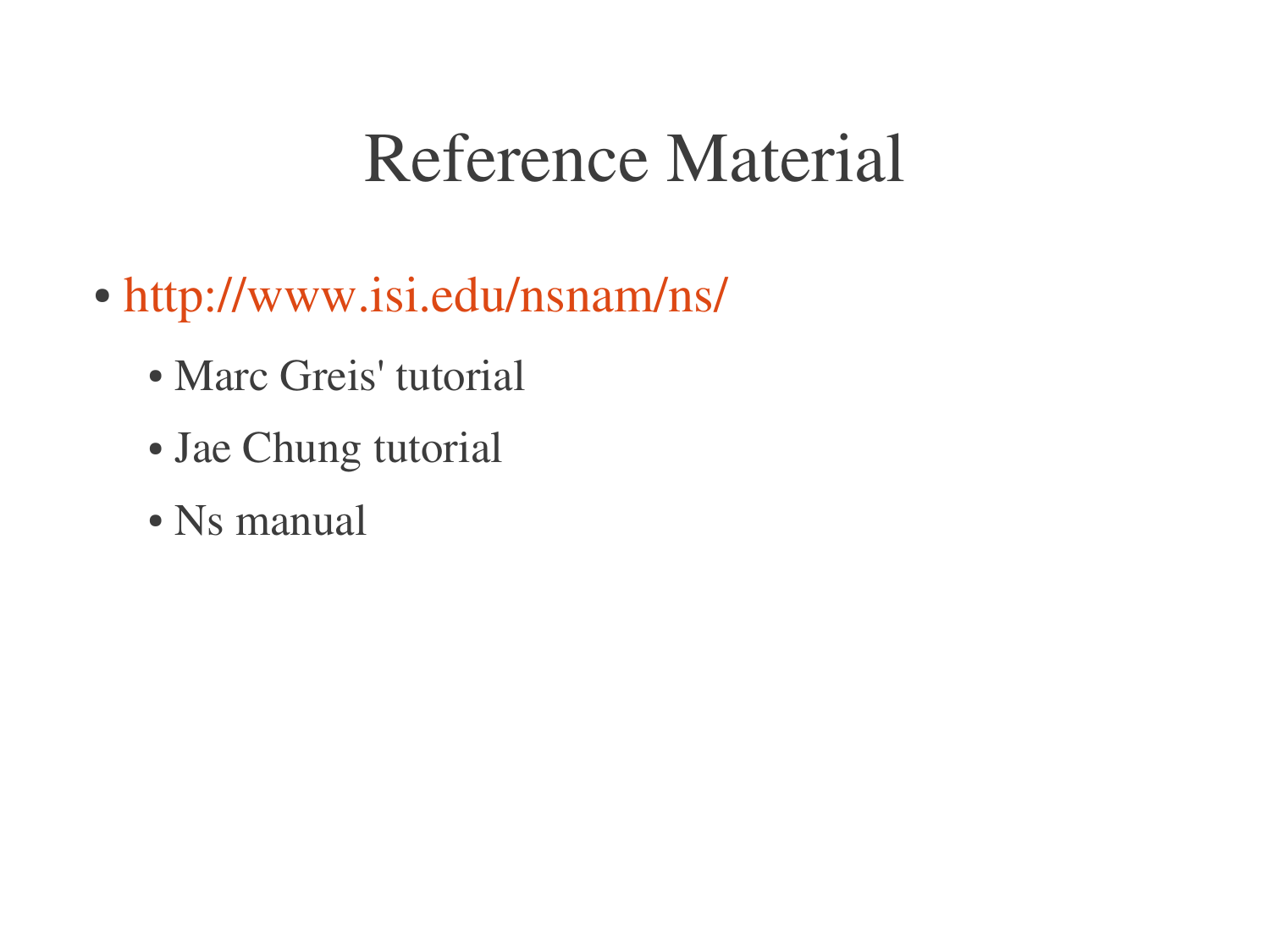# Reference Material

- http://www.isi.edu/nsnam/ns/
  - Marc Greis' tutorial
  - Jae Chung tutorial
  - Ns manual